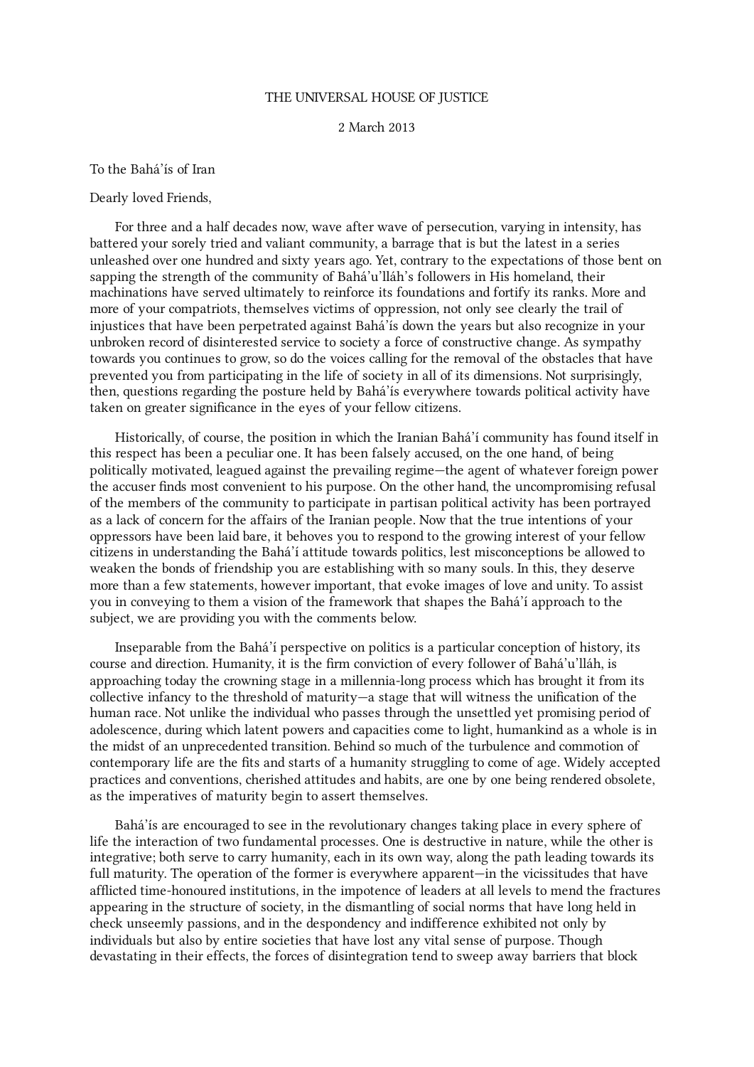THE UNIVERSAL HOUSE OF JUSTICE

2 March 2013

To the Bahá'ís of Iran

Dearly loved Friends,

For three and a half decades now, wave after wave of persecution, varying in intensity, has battered your sorely tried and valiant community, a barrage that is but the latest in a series unleashed over one hundred and sixty years ago. Yet, contrary to the expectations of those bent on sapping the strength of the community of Bahá'u'lláh's followers in His homeland, their machinations have served ultimately to reinforce its foundations and fortify its ranks. More and more of your compatriots, themselves victims of oppression, not only see clearly the trail of injustices that have been perpetrated against Bahá'ís down the years but also recognize in your unbroken record of disinterested service to society a force of constructive change. As sympathy towards you continues to grow, so do the voices calling for the removal of the obstacles that have prevented you from participating in the life of society in all of its dimensions. Not surprisingly, then, questions regarding the posture held by Bahá'ís everywhere towards political activity have taken on greater significance in the eyes of your fellow citizens.

Historically, of course, the position in which the Iranian Bahá'í community has found itself in this respect has been a peculiar one. It has been falsely accused, on the one hand, of being politically motivated, leagued against the prevailing regime—the agent of whatever foreign power the accuser finds most convenient to his purpose. On the other hand, the uncompromising refusal of the members of the community to participate in partisan political activity has been portrayed as a lack of concern for the affairs of the Iranian people. Now that the true intentions of your oppressors have been laid bare, it behoves you to respond to the growing interest of your fellow citizens in understanding the Bahá'í attitude towards politics, lest misconceptions be allowed to weaken the bonds of friendship you are establishing with so many souls. In this, they deserve more than a few statements, however important, that evoke images of love and unity. To assist you in conveying to them a vision of the framework that shapes the Bahá'í approach to the subject, we are providing you with the comments below.

Inseparable from the Bahá'í perspective on politics is a particular conception of history, its course and direction. Humanity, it is the firm conviction of every follower of Bahá'u'lláh, is approaching today the crowning stage in a millennia-long process which has brought it from its collective infancy to the threshold of maturity—a stage that will witness the unification of the human race. Not unlike the individual who passes through the unsettled yet promising period of adolescence, during which latent powers and capacities come to light, humankind as a whole is in the midst of an unprecedented transition. Behind so much of the turbulence and commotion of contemporary life are the fits and starts of a humanity struggling to come of age. Widely accepted practices and conventions, cherished attitudes and habits, are one by one being rendered obsolete, as the imperatives of maturity begin to assert themselves.

Bahá'ís are encouraged to see in the revolutionary changes taking place in every sphere of life the interaction of two fundamental processes. One is destructive in nature, while the other is integrative; both serve to carry humanity, each in its own way, along the path leading towards its full maturity. The operation of the former is everywhere apparent—in the vicissitudes that have afflicted time-honoured institutions, in the impotence of leaders at all levels to mend the fractures appearing in the structure of society, in the dismantling of social norms that have long held in check unseemly passions, and in the despondency and indifference exhibited not only by individuals but also by entire societies that have lost any vital sense of purpose. Though devastating in their effects, the forces of disintegration tend to sweep away barriers that block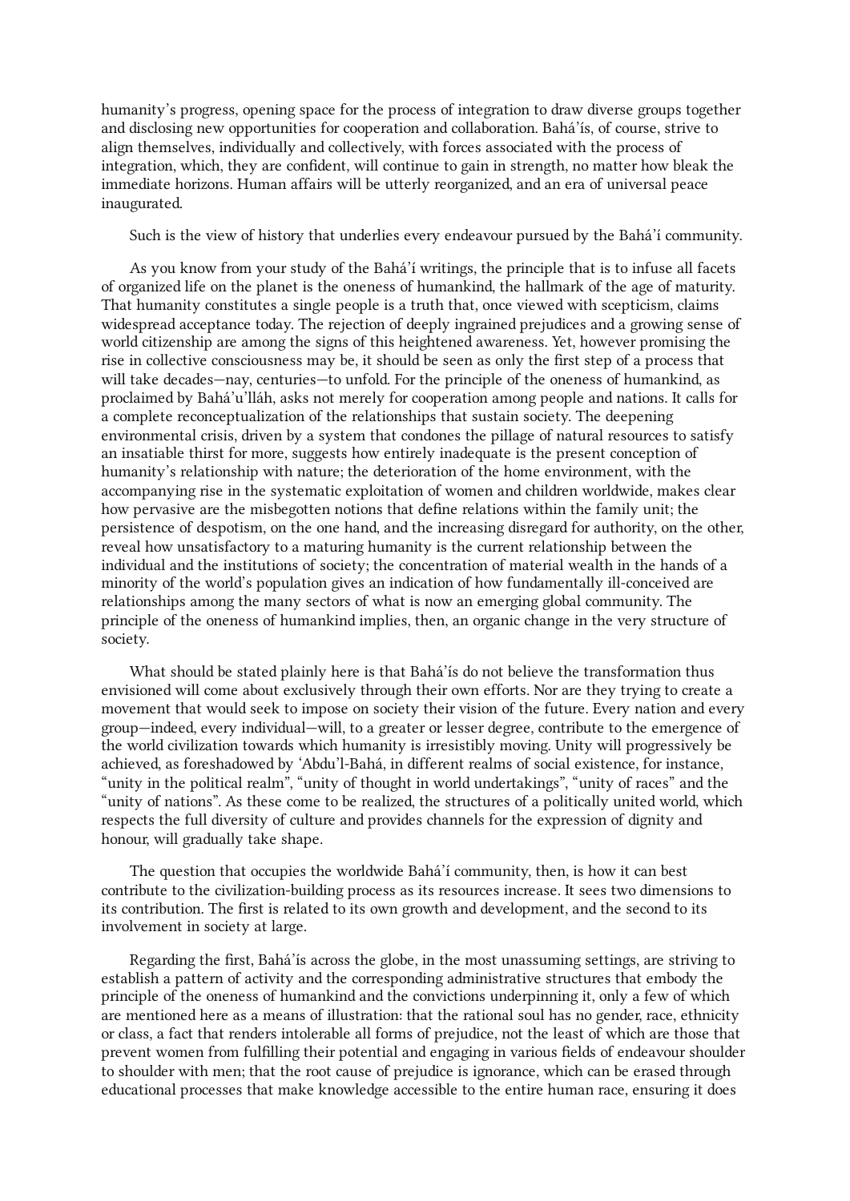humanity's progress, opening space for the process of integration to draw diverse groups together and disclosing new opportunities for cooperation and collaboration. Bahá'ís, of course, strive to align themselves, individually and collectively, with forces associated with the process of integration, which, they are confident, will continue to gain in strength, no matter how bleak the immediate horizons. Human affairs will be utterly reorganized, and an era of universal peace inaugurated.

Such is the view of history that underlies every endeavour pursued by the Bahá'í community.

As you know from your study of the Bahá'í writings, the principle that is to infuse all facets of organized life on the planet is the oneness of humankind, the hallmark of the age of maturity. That humanity constitutes a single people is a truth that, once viewed with scepticism, claims widespread acceptance today. The rejection of deeply ingrained prejudices and a growing sense of world citizenship are among the signs of this heightened awareness. Yet, however promising the rise in collective consciousness may be, it should be seen as only the first step of a process that will take decades—nay, centuries—to unfold. For the principle of the oneness of humankind, as proclaimed by Bahá'u'lláh, asks not merely for cooperation among people and nations. It calls for a complete reconceptualization of the relationships that sustain society. The deepening environmental crisis, driven by a system that condones the pillage of natural resources to satisfy an insatiable thirst for more, suggests how entirely inadequate is the present conception of humanity's relationship with nature; the deterioration of the home environment, with the accompanying rise in the systematic exploitation of women and children worldwide, makes clear how pervasive are the misbegotten notions that define relations within the family unit; the persistence of despotism, on the one hand, and the increasing disregard for authority, on the other, reveal how unsatisfactory to a maturing humanity is the current relationship between the individual and the institutions of society; the concentration of material wealth in the hands of a minority of the world's population gives an indication of how fundamentally ill-conceived are relationships among the many sectors of what is now an emerging global community. The principle of the oneness of humankind implies, then, an organic change in the very structure of society.

What should be stated plainly here is that Bahá'ís do not believe the transformation thus envisioned will come about exclusively through their own efforts. Nor are they trying to create a movement that would seek to impose on society their vision of the future. Every nation and every group—indeed, every individual—will, to a greater or lesser degree, contribute to the emergence of the world civilization towards which humanity is irresistibly moving. Unity will progressively be achieved, as foreshadowed by 'Abdu'l-Bahá, in different realms of social existence, for instance, "unity in the political realm", "unity of thought in world undertakings", "unity of races" and the "unity of nations". As these come to be realized, the structures of a politically united world, which respects the full diversity of culture and provides channels for the expression of dignity and honour, will gradually take shape.

The question that occupies the worldwide Bahá'í community, then, is how it can best contribute to the civilization-building process as its resources increase. It sees two dimensions to its contribution. The first is related to its own growth and development, and the second to its involvement in society at large.

Regarding the first, Bahá'ís across the globe, in the most unassuming settings, are striving to establish a pattern of activity and the corresponding administrative structures that embody the principle of the oneness of humankind and the convictions underpinning it, only a few of which are mentioned here as a means of illustration: that the rational soul has no gender, race, ethnicity or class, a fact that renders intolerable all forms of prejudice, not the least of which are those that prevent women from fulfilling their potential and engaging in various fields of endeavour shoulder to shoulder with men; that the root cause of prejudice is ignorance, which can be erased through educational processes that make knowledge accessible to the entire human race, ensuring it does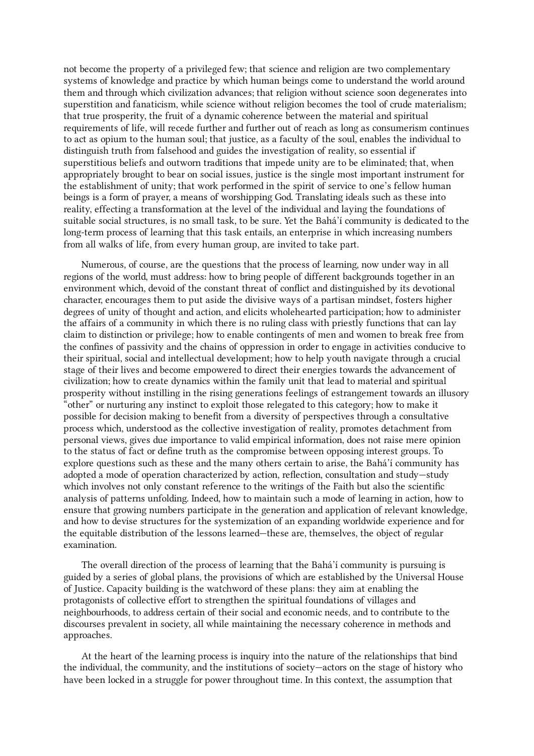not become the property of a privileged few; that science and religion are two complementary systems of knowledge and practice by which human beings come to understand the world around them and through which civilization advances; that religion without science soon degenerates into superstition and fanaticism, while science without religion becomes the tool of crude materialism; that true prosperity, the fruit of a dynamic coherence between the material and spiritual requirements of life, will recede further and further out of reach as long as consumerism continues to act as opium to the human soul; that justice, as a faculty of the soul, enables the individual to distinguish truth from falsehood and guides the investigation of reality, so essential if superstitious beliefs and outworn traditions that impede unity are to be eliminated; that, when appropriately brought to bear on social issues, justice is the single most important instrument for the establishment of unity; that work performed in the spirit of service to one's fellow human beings is a form of prayer, a means of worshipping God. Translating ideals such as these into reality, effecting a transformation at the level of the individual and laying the foundations of suitable social structures, is no small task, to be sure. Yet the Bahá'í community is dedicated to the long-term process of learning that this task entails, an enterprise in which increasing numbers from all walks of life, from every human group, are invited to take part.

Numerous, of course, are the questions that the process of learning, now under way in all regions of the world, must address: how to bring people of different backgrounds together in an environment which, devoid of the constant threat of conflict and distinguished by its devotional character, encourages them to put aside the divisive ways of a partisan mindset, fosters higher degrees of unity of thought and action, and elicits wholehearted participation; how to administer the affairs of a community in which there is no ruling class with priestly functions that can lay claim to distinction or privilege; how to enable contingents of men and women to break free from the confines of passivity and the chains of oppression in order to engage in activities conducive to their spiritual, social and intellectual development; how to help youth navigate through a crucial stage of their lives and become empowered to direct their energies towards the advancement of civilization; how to create dynamics within the family unit that lead to material and spiritual prosperity without instilling in the rising generations feelings of estrangement towards an illusory "other" or nurturing any instinct to exploit those relegated to this category; how to make it possible for decision making to benefit from a diversity of perspectives through a consultative process which, understood as the collective investigation of reality, promotes detachment from personal views, gives due importance to valid empirical information, does not raise mere opinion to the status of fact or define truth as the compromise between opposing interest groups. To explore questions such as these and the many others certain to arise, the Bahá'í community has adopted a mode of operation characterized by action, reflection, consultation and study—study which involves not only constant reference to the writings of the Faith but also the scientific analysis of patterns unfolding. Indeed, how to maintain such a mode of learning in action, how to ensure that growing numbers participate in the generation and application of relevant knowledge, and how to devise structures for the systemization of an expanding worldwide experience and for the equitable distribution of the lessons learned—these are, themselves, the object of regular examination.

The overall direction of the process of learning that the Bahá'í community is pursuing is guided by a series of global plans, the provisions of which are established by the Universal House of Justice. Capacity building is the watchword of these plans: they aim at enabling the protagonists of collective effort to strengthen the spiritual foundations of villages and neighbourhoods, to address certain of their social and economic needs, and to contribute to the discourses prevalent in society, all while maintaining the necessary coherence in methods and approaches.

At the heart of the learning process is inquiry into the nature of the relationships that bind the individual, the community, and the institutions of society—actors on the stage of history who have been locked in a struggle for power throughout time. In this context, the assumption that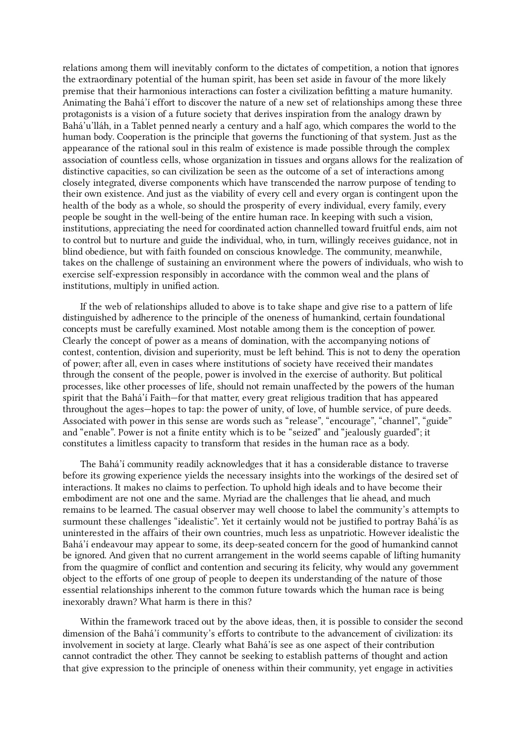relations among them will inevitably conform to the dictates of competition, a notion that ignores the extraordinary potential of the human spirit, has been set aside in favour of the more likely premise that their harmonious interactions can foster a civilization befitting a mature humanity. Animating the Bahá'í effort to discover the nature of a new set of relationships among these three protagonists is a vision of a future society that derives inspiration from the analogy drawn by Bahá'u'lláh, in a Tablet penned nearly a century and a half ago, which compares the world to the human body. Cooperation is the principle that governs the functioning of that system. Just as the appearance of the rational soul in this realm of existence is made possible through the complex association of countless cells, whose organization in tissues and organs allows for the realization of distinctive capacities, so can civilization be seen as the outcome of a set of interactions among closely integrated, diverse components which have transcended the narrow purpose of tending to their own existence. And just as the viability of every cell and every organ is contingent upon the health of the body as a whole, so should the prosperity of every individual, every family, every people be sought in the well-being of the entire human race. In keeping with such a vision, institutions, appreciating the need for coordinated action channelled toward fruitful ends, aim not to control but to nurture and guide the individual, who, in turn, willingly receives guidance, not in blind obedience, but with faith founded on conscious knowledge. The community, meanwhile, takes on the challenge of sustaining an environment where the powers of individuals, who wish to exercise self-expression responsibly in accordance with the common weal and the plans of institutions, multiply in unified action.

If the web of relationships alluded to above is to take shape and give rise to a pattern of life distinguished by adherence to the principle of the oneness of humankind, certain foundational concepts must be carefully examined. Most notable among them is the conception of power. Clearly the concept of power as a means of domination, with the accompanying notions of contest, contention, division and superiority, must be left behind. This is not to deny the operation of power; after all, even in cases where institutions of society have received their mandates through the consent of the people, power is involved in the exercise of authority. But political processes, like other processes of life, should not remain unaffected by the powers of the human spirit that the Bahá'í Faith—for that matter, every great religious tradition that has appeared throughout the ages—hopes to tap: the power of unity, of love, of humble service, of pure deeds. Associated with power in this sense are words such as "release", "encourage", "channel", "guide" and "enable". Power is not a finite entity which is to be "seized" and "jealously guarded"; it constitutes a limitless capacity to transform that resides in the human race as a body.

The Bahá'í community readily acknowledges that it has a considerable distance to traverse before its growing experience yields the necessary insights into the workings of the desired set of interactions. It makes no claims to perfection. To uphold high ideals and to have become their embodiment are not one and the same. Myriad are the challenges that lie ahead, and much remains to be learned. The casual observer may well choose to label the community's attempts to surmount these challenges "idealistic". Yet it certainly would not be justified to portray Bahá'ís as uninterested in the affairs of their own countries, much less as unpatriotic. However idealistic the Bahá'í endeavour may appear to some, its deep-seated concern for the good of humankind cannot be ignored. And given that no current arrangement in the world seems capable of lifting humanity from the quagmire of conflict and contention and securing its felicity, why would any government object to the efforts of one group of people to deepen its understanding of the nature of those essential relationships inherent to the common future towards which the human race is being inexorably drawn? What harm is there in this?

Within the framework traced out by the above ideas, then, it is possible to consider the second dimension of the Bahá'í community's efforts to contribute to the advancement of civilization: its involvement in society at large. Clearly what Bahá'ís see as one aspect of their contribution cannot contradict the other. They cannot be seeking to establish patterns of thought and action that give expression to the principle of oneness within their community, yet engage in activities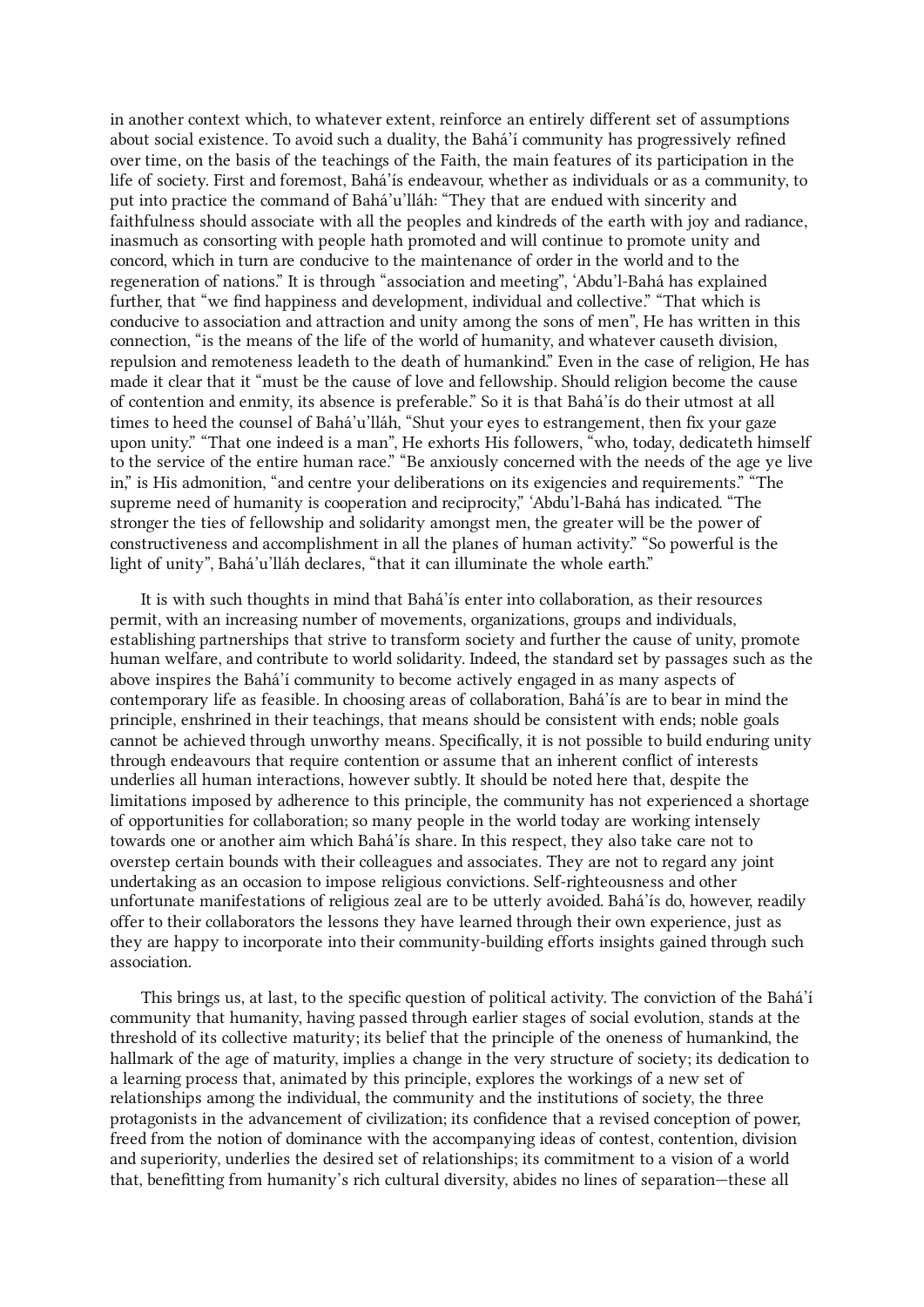in another context which, to whatever extent, reinforce an entirely different set of assumptions about social existence. To avoid such a duality, the Bahá'í community has progressively refined over time, on the basis of the teachings of the Faith, the main features of its participation in the life of society. First and foremost, Bahá'ís endeavour, whether as individuals or as a community, to put into practice the command of Bahá'u'lláh: "They that are endued with sincerity and faithfulness should associate with all the peoples and kindreds of the earth with joy and radiance, inasmuch as consorting with people hath promoted and will continue to promote unity and concord, which in turn are conducive to the maintenance of order in the world and to the regeneration of nations." It is through "association and meeting", 'Abdu'l-Bahá has explained further, that "we find happiness and development, individual and collective." "That which is conducive to association and attraction and unity among the sons of men", He has written in this connection, "is the means of the life of the world of humanity, and whatever causeth division, repulsion and remoteness leadeth to the death of humankind." Even in the case of religion, He has made it clear that it "must be the cause of love and fellowship. Should religion become the cause of contention and enmity, its absence is preferable." So it is that Bahá'ís do their utmost at all times to heed the counsel of Bahá'u'lláh, "Shut your eyes to estrangement, then fix your gaze upon unity." "That one indeed is a man", He exhorts His followers, "who, today, dedicateth himself to the service of the entire human race." "Be anxiously concerned with the needs of the age ye live in," is His admonition, "and centre your deliberations on its exigencies and requirements." "The supreme need of humanity is cooperation and reciprocity," 'Abdu'l-Bahá has indicated. "The stronger the ties of fellowship and solidarity amongst men, the greater will be the power of constructiveness and accomplishment in all the planes of human activity." "So powerful is the light of unity", Bahá'u'lláh declares, "that it can illuminate the whole earth."

It is with such thoughts in mind that Bahá'ís enter into collaboration, as their resources permit, with an increasing number of movements, organizations, groups and individuals, establishing partnerships that strive to transform society and further the cause of unity, promote human welfare, and contribute to world solidarity. Indeed, the standard set by passages such as the above inspires the Bahá'í community to become actively engaged in as many aspects of contemporary life as feasible. In choosing areas of collaboration, Bahá'ís are to bear in mind the principle, enshrined in their teachings, that means should be consistent with ends; noble goals cannot be achieved through unworthy means. Specifically, it is not possible to build enduring unity through endeavours that require contention or assume that an inherent conflict of interests underlies all human interactions, however subtly. It should be noted here that, despite the limitations imposed by adherence to this principle, the community has not experienced a shortage of opportunities for collaboration; so many people in the world today are working intensely towards one or another aim which Bahá'ís share. In this respect, they also take care not to overstep certain bounds with their colleagues and associates. They are not to regard any joint undertaking as an occasion to impose religious convictions. Self-righteousness and other unfortunate manifestations of religious zeal are to be utterly avoided. Bahá'ís do, however, readily offer to their collaborators the lessons they have learned through their own experience, just as they are happy to incorporate into their community-building efforts insights gained through such association.

This brings us, at last, to the specific question of political activity. The conviction of the Bahá'í community that humanity, having passed through earlier stages of social evolution, stands at the threshold of its collective maturity; its belief that the principle of the oneness of humankind, the hallmark of the age of maturity, implies a change in the very structure of society; its dedication to a learning process that, animated by this principle, explores the workings of a new set of relationships among the individual, the community and the institutions of society, the three protagonists in the advancement of civilization; its confidence that a revised conception of power, freed from the notion of dominance with the accompanying ideas of contest, contention, division and superiority, underlies the desired set of relationships; its commitment to a vision of a world that, benefitting from humanity's rich cultural diversity, abides no lines of separation—these all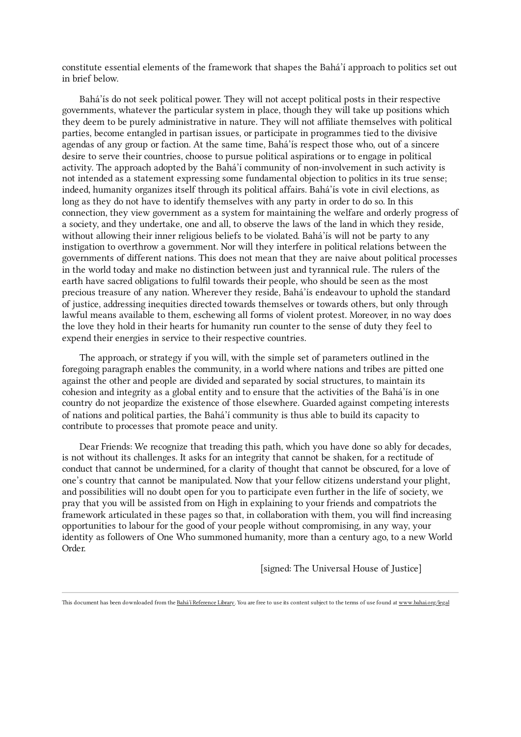constitute essential elements of the framework that shapes the Bahá'í approach to politics set out in brief below.

Bahá'ís do not seek political power. They will not accept political posts in their respective governments, whatever the particular system in place, though they will take up positions which they deem to be purely administrative in nature. They will not affiliate themselves with political parties, become entangled in partisan issues, or participate in programmes tied to the divisive agendas of any group or faction. At the same time, Bahá'ís respect those who, out of a sincere desire to serve their countries, choose to pursue political aspirations or to engage in political activity. The approach adopted by the Bahá'í community of non-involvement in such activity is not intended as a statement expressing some fundamental objection to politics in its true sense; indeed, humanity organizes itself through its political affairs. Bahá'ís vote in civil elections, as long as they do not have to identify themselves with any party in order to do so. In this connection, they view government as a system for maintaining the welfare and orderly progress of a society, and they undertake, one and all, to observe the laws of the land in which they reside, without allowing their inner religious beliefs to be violated. Bahá'ís will not be party to any instigation to overthrow a government. Nor will they interfere in political relations between the governments of different nations. This does not mean that they are naive about political processes in the world today and make no distinction between just and tyrannical rule. The rulers of the earth have sacred obligations to fulfil towards their people, who should be seen as the most precious treasure of any nation. Wherever they reside, Bahá'ís endeavour to uphold the standard of justice, addressing inequities directed towards themselves or towards others, but only through lawful means available to them, eschewing all forms of violent protest. Moreover, in no way does the love they hold in their hearts for humanity run counter to the sense of duty they feel to expend their energies in service to their respective countries.

The approach, or strategy if you will, with the simple set of parameters outlined in the foregoing paragraph enables the community, in a world where nations and tribes are pitted one against the other and people are divided and separated by social structures, to maintain its cohesion and integrity as a global entity and to ensure that the activities of the Bahá'ís in one country do not jeopardize the existence of those elsewhere. Guarded against competing interests of nations and political parties, the Bahá'í community is thus able to build its capacity to contribute to processes that promote peace and unity.

Dear Friends: We recognize that treading this path, which you have done so ably for decades, is not without its challenges. It asks for an integrity that cannot be shaken, for a rectitude of conduct that cannot be undermined, for a clarity of thought that cannot be obscured, for a love of one's country that cannot be manipulated. Now that your fellow citizens understand your plight, and possibilities will no doubt open for you to participate even further in the life of society, we pray that you will be assisted from on High in explaining to your friends and compatriots the framework articulated in these pages so that, in collaboration with them, you will find increasing opportunities to labour for the good of your people without compromising, in any way, your identity as followers of One Who summoned humanity, more than a century ago, to a new World Order.

[signed: The Universal House of Justice]

This document has been downloaded from the Bahá'í Reference Library. You are free to use its content subject to the terms of use found at www.bahai.org/legal